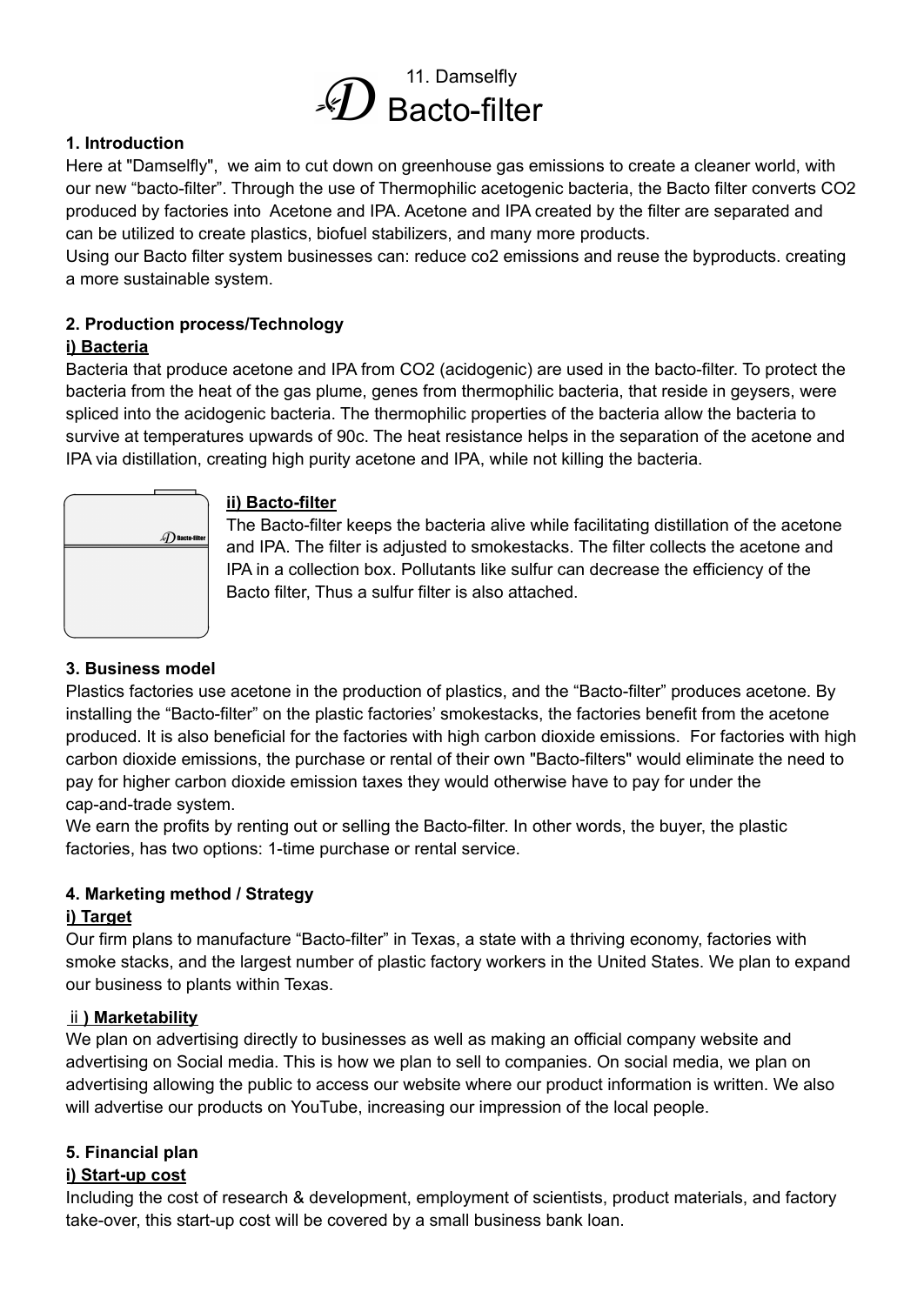# 11. Damselfly Bacto-filter

## 1. Introduction

Here at "Damselfly",  we aim to cut down on greenhouse gas emissions to create a cleaner world, with our new "bacto-filter". Through the use of Thermophilic acetogenic bacteria, the Bacto filter converts $CO_2$ produced by factories into  Acetone and IPA. Acetone and IPA created by the filter are separated and can be utilized to create plastics, biofuel stabilizers, and many more products.
Using our Bacto filter system businesses can: reduce co2 emissions and reuse the byproducts. creating a more sustainable system.

## 2. Production process/Technology

### i) Bacteria

Bacteria that produce acetone and IPA from $CO_2$ (acidogenic) are used in the bacto-filter. To protect the bacteria from the heat of the gas plume, genes from thermophilic bacteria, that reside in geysers, were spliced into the acidogenic bacteria. The thermophilic properties of the bacteria allow the bacteria to survive at temperatures upwards of 90c. The heat resistance helps in the separation of the acetone and IPA via distillation, creating high purity acetone and IPA, while not killing the bacteria.

### ii) Bacto-filter

The Bacto-filter keeps the bacteria alive while facilitating distillation of the acetone and IPA. The filter is adjusted to smokestacks. The filter collects the acetone and IPA in a collection box. Pollutants like sulfur can decrease the efficiency of the Bacto filter, Thus a sulfur filter is also attached.

## 3. Business model

Plastics factories use acetone in the production of plastics, and the "Bacto-filter" produces acetone. By installing the "Bacto-filter" on the plastic factories' smokestacks, the factories benefit from the acetone produced. It is also beneficial for the factories with high carbon dioxide emissions.  For factories with high carbon dioxide emissions, the purchase or rental of their own "Bacto-filters" would eliminate the need to pay for higher carbon dioxide emission taxes they would otherwise have to pay for under the cap-and-trade system.
We earn the profits by renting out or selling the Bacto-filter. In other words, the buyer, the plastic factories, has two options: 1-time purchase or rental service.

## 4. Marketing method / Strategy

### i) Target

Our firm plans to manufacture "Bacto-filter" in Texas, a state with a thriving economy, factories with smoke stacks, and the largest number of plastic factory workers in the United States. We plan to expand our business to plants within Texas.

### ⅱ) Marketability

We plan on advertising directly to businesses as well as making an official company website and advertising on Social media. This is how we plan to sell to companies. On social media, we plan on advertising allowing the public to access our website where our product information is written. We also will advertise our products on YouTube, increasing our impression of the local people.

## 5. Financial plan

### i) Start-up cost

Including the cost of research & development, employment of scientists, product materials, and factory take-over, this start-up cost will be covered by a small business bank loan.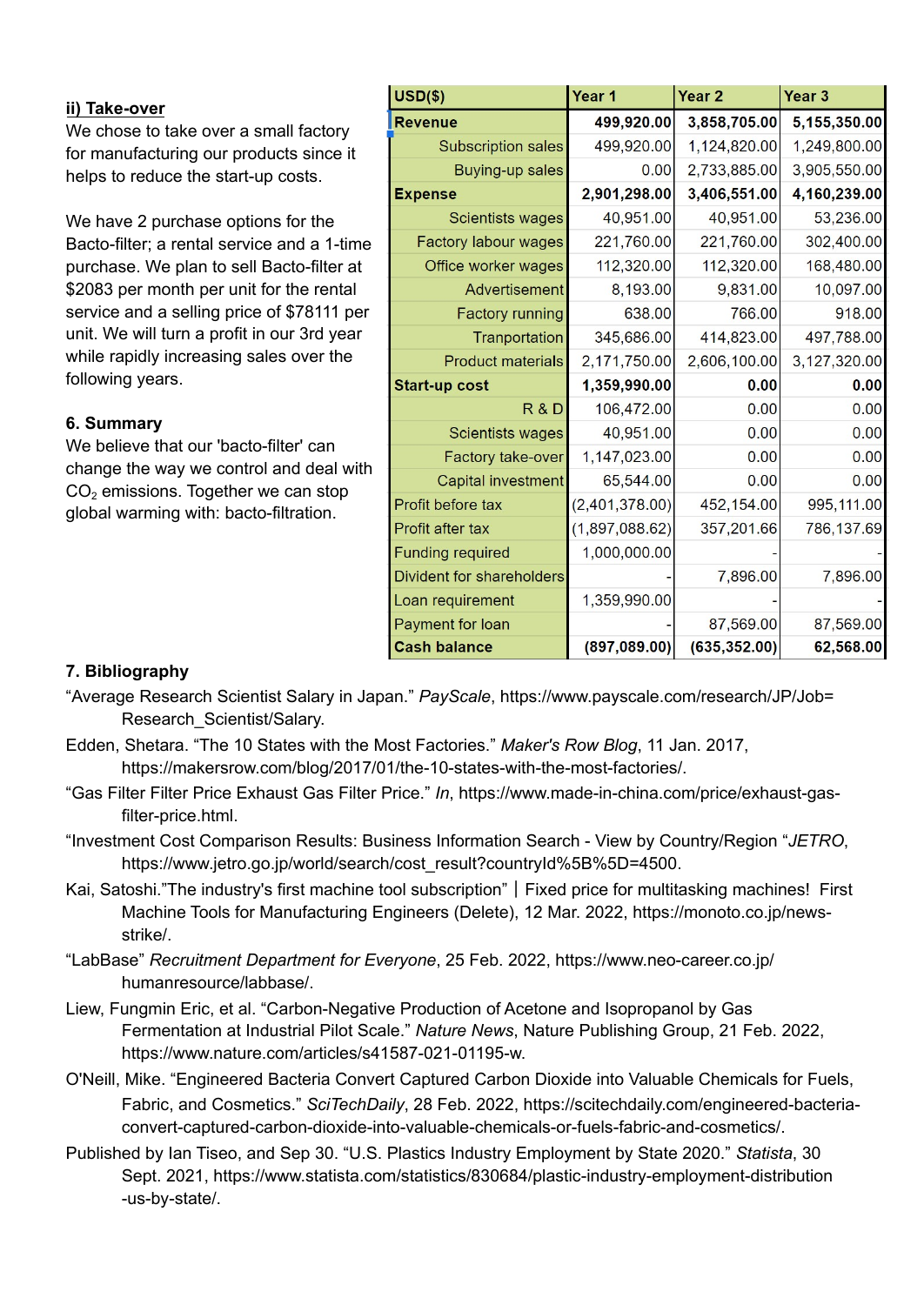**ii) Take-over**

We chose to take over a small factory for manufacturing our products since it helps to reduce the start-up costs.

We have 2 purchase options for the Bacto-filter; a rental service and a 1-time purchase. We plan to sell Bacto-filter at $2083 per month per unit for the rental service and a selling price of $78111 per unit. We will turn a profit in our 3rd year while rapidly increasing sales over the following years.

| USD($) | Year 1 | Year 2 | Year 3 |
|---|---|---|---|
| **Revenue** | **499,920.00** | **3,858,705.00** | **5,155,350.00** |
| Subscription sales | 499,920.00 | 1,124,820.00 | 1,249,800.00 |
| Buying-up sales | 0.00 | 2,733,885.00 | 3,905,550.00 |
| **Expense** | **2,901,298.00** | **3,406,551.00** | **4,160,239.00** |
| Scientists wages | 40,951.00 | 40,951.00 | 53,236.00 |
| Factory labour wages | 221,760.00 | 221,760.00 | 302,400.00 |
| Office worker wages | 112,320.00 | 112,320.00 | 168,480.00 |
| Advertisement | 8,193.00 | 9,831.00 | 10,097.00 |
| Factory running | 638.00 | 766.00 | 918.00 |
| Tranportation | 345,686.00 | 414,823.00 | 497,788.00 |
| Product materials | 2,171,750.00 | 2,606,100.00 | 3,127,320.00 |
| **Start-up cost** | **1,359,990.00** | **0.00** | **0.00** |
| R & D | 106,472.00 | 0.00 | 0.00 |
| Scientists wages | 40,951.00 | 0.00 | 0.00 |
| Factory take-over | 1,147,023.00 | 0.00 | 0.00 |
| Capital investment | 65,544.00 | 0.00 | 0.00 |
| Profit before tax | (2,401,378.00) | 452,154.00 | 995,111.00 |
| Profit after tax | (1,897,088.62) | 357,201.66 | 786,137.69 |
| Funding required | 1,000,000.00 | - | - |
| Divident for shareholders | - | 7,896.00 | 7,896.00 |
| Loan requirement | 1,359,990.00 | - | - |
| Payment for loan | - | 87,569.00 | 87,569.00 |
| **Cash balance** | **(897,089.00)** | **(635,352.00)** | **62,568.00** |

**6. Summary**

We believe that our 'bacto-filter' can change the way we control and deal with $CO_2$ emissions. Together we can stop global warming with: bacto-filtration.

**7. Bibliography**

"Average Research Scientist Salary in Japan." *PayScale*, https://www.payscale.com/research/JP/Job=Research_Scientist/Salary.

Edden, Shetara. "The 10 States with the Most Factories." *Maker's Row Blog*, 11 Jan. 2017, https://makersrow.com/blog/2017/01/the-10-states-with-the-most-factories/.

"Gas Filter Filter Price Exhaust Gas Filter Price." *In*, https://www.made-in-china.com/price/exhaust-gas-filter-price.html.

"Investment Cost Comparison Results: Business Information Search - View by Country/Region "*JETRO*, https://www.jetro.go.jp/world/search/cost_result?countryId%5B%5D=4500.

Kai, Satoshi."The industry's first machine tool subscription" | Fixed price for multitasking machines! First Machine Tools for Manufacturing Engineers (Delete), 12 Mar. 2022, https://monoto.co.jp/news-strike/.

"LabBase" *Recruitment Department for Everyone*, 25 Feb. 2022, https://www.neo-career.co.jp/humanresource/labbase/.

Liew, Fungmin Eric, et al. "Carbon-Negative Production of Acetone and Isopropanol by Gas Fermentation at Industrial Pilot Scale." *Nature News*, Nature Publishing Group, 21 Feb. 2022, https://www.nature.com/articles/s41587-021-01195-w.

O'Neill, Mike. "Engineered Bacteria Convert Captured Carbon Dioxide into Valuable Chemicals for Fuels, Fabric, and Cosmetics." *SciTechDaily*, 28 Feb. 2022, https://scitechdaily.com/engineered-bacteria-convert-captured-carbon-dioxide-into-valuable-chemicals-or-fuels-fabric-and-cosmetics/.

Published by Ian Tiseo, and Sep 30. "U.S. Plastics Industry Employment by State 2020." *Statista*, 30 Sept. 2021, https://www.statista.com/statistics/830684/plastic-industry-employment-distribution-us-by-state/.